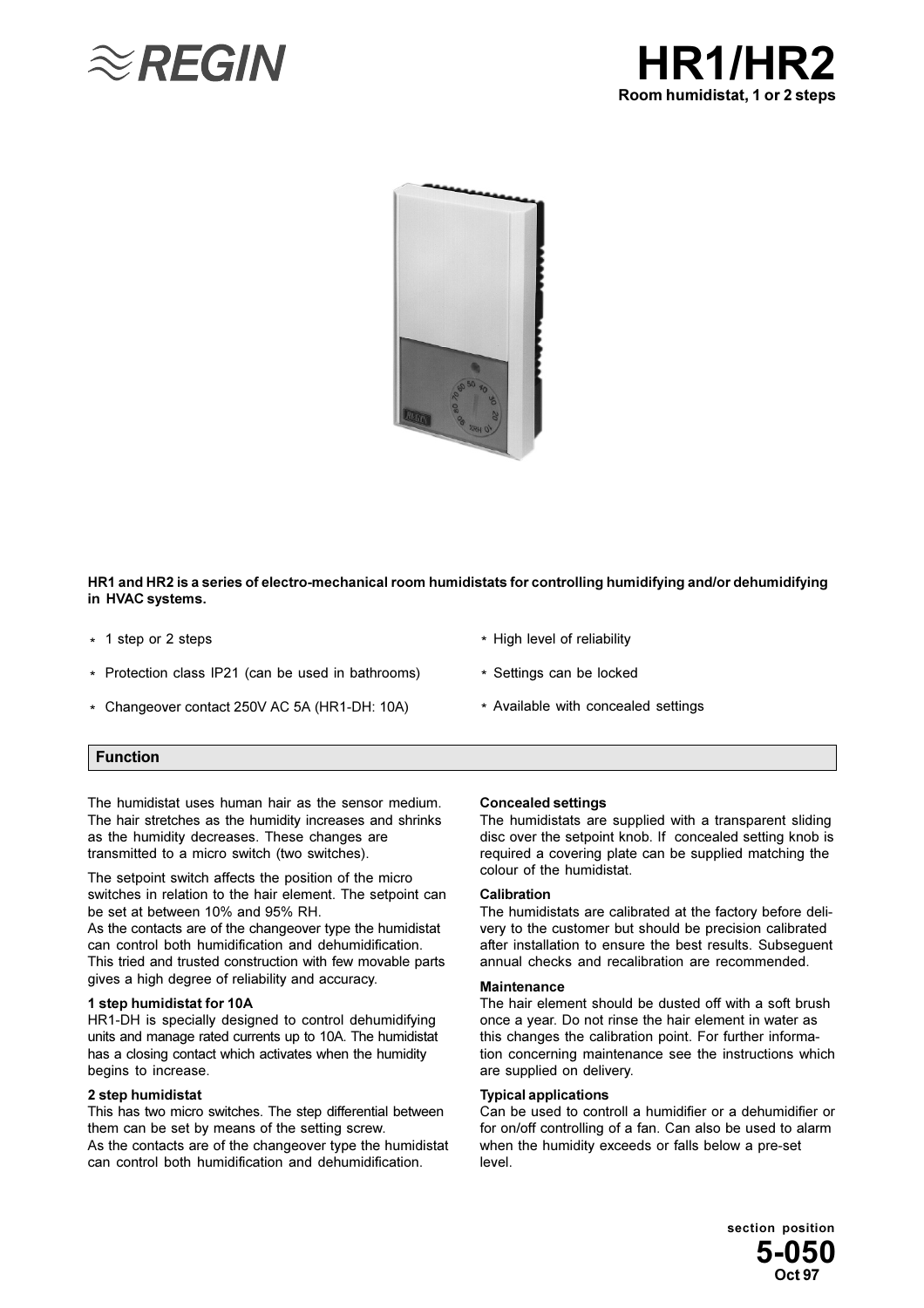# HR1/HR2

**Room humidistat, 1 or 2 steps**

**HR1 and HR2 is a series of electro-mechanical room humidistats for controlling humidifying and/or dehumidifying in HVAC systems.**

- 1 step or 2 steps
- Protection class IP21 (can be used in bathrooms)
- Changeover contact 250V AC 5A (HR1-DH: 10A)
- High level of reliability
- Settings can be locked
- Available with concealed settings

## Function

The humidistat uses human hair as the sensor medium. The hair stretches as the humidity increases and shrinks as the humidity decreases. These changes are transmitted to a micro switch (two switches).

The setpoint switch affects the position of the micro switches in relation to the hair element. The setpoint can be set at between 10% and 95% RH.
As the contacts are of the changeover type the humidistat can control both humidification and dehumidification. This tried and trusted construction with few movable parts gives a high degree of reliability and accuracy.

### 1 step humidistat for 10A

HR1-DH is specially designed to control dehumidifying units and manage rated currents up to 10A. The humidistat has a closing contact which activates when the humidity begins to increase.

### 2 step humidistat

This has two micro switches. The step differential between them can be set by means of the setting screw.
As the contacts are of the changeover type the humidistat can control both humidification and dehumidification.

### Concealed settings

The humidistats are supplied with a transparent sliding disc over the setpoint knob. If concealed setting knob is required a covering plate can be supplied matching the colour of the humidistat.

### Calibration

The humidistats are calibrated at the factory before delivery to the customer but should be precision calibrated after installation to ensure the best results. Subseguent annual checks and recalibration are recommended.

### Maintenance

The hair element should be dusted off with a soft brush once a year. Do not rinse the hair element in water as this changes the calibration point. For further information concerning maintenance see the instructions which are supplied on delivery.

### Typical applications

Can be used to controll a humidifier or a dehumidifier or for on/off controlling of a fan. Can also be used to alarm when the humidity exceeds or falls below a pre-set level.

section position
**5-050**
**Oct 97**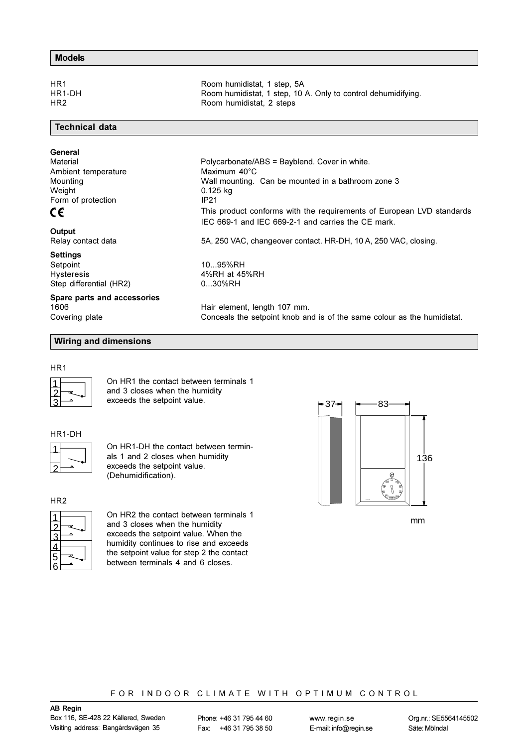## Models

| | |
|---|---|
| HR1 | Room humidistat, 1 step, 5A |
| HR1-DH | Room humidistat, 1 step, 10 A. Only to control dehumidifying. |
| HR2 | Room humidistat, 2 steps |

## Technical data

**General**

| | |
|---|---|
| Material | Polycarbonate/ABS = Bayblend. Cover in white. |
| Ambient temperature | Maximum 40°C |
| Mounting | Wall mounting. Can be mounted in a bathroom zone 3 |
| Weight | 0.125 kg |
| Form of protection | IP21 |
| CE | This product conforms with the requirements of European LVD standards IEC 669-1 and IEC 669-2-1 and carries the CE mark. |

**Output**

| | |
|---|---|
| Relay contact data | 5A, 250 VAC, changeover contact. HR-DH, 10 A, 250 VAC, closing. |

**Settings**

| | |
|---|---|
| Setpoint | 10...95%RH |
| Hysteresis | 4%RH at 45%RH |
| Step differential (HR2) | 0...30%RH |

**Spare parts and accessories**

| | |
|---|---|
| 1606 | Hair element, length 107 mm. |
| Covering plate | Conceals the setpoint knob and is of the same colour as the humidistat. |

## Wiring and dimensions

HR1

1
2
3

On HR1 the contact between terminals 1 and 3 closes when the humidity exceeds the setpoint value.

HR1-DH

1
2

On HR1-DH the contact between terminals 1 and 2 closes when humidity exceeds the setpoint value. (Dehumidification).

HR2

1
2
3
4
5
6

On HR2 the contact between terminals 1 and 3 closes when the humidity exceeds the setpoint value. When the humidity continues to rise and exceeds the setpoint value for step 2 the contact between terminals 4 and 6 closes.

37
83
136
mm

FOR INDOOR CLIMATE WITH OPTIMUM CONTROL

**AB Regin**
Box 116, SE-428 22 Källered, Sweden
Visiting address: Bangårdsvägen 35

Phone: +46 31 795 44 60
Fax: +46 31 795 38 50

www.regin.se
E-mail: info@regin.se

Org.nr.: SE5564145502
Säte: Mölndal